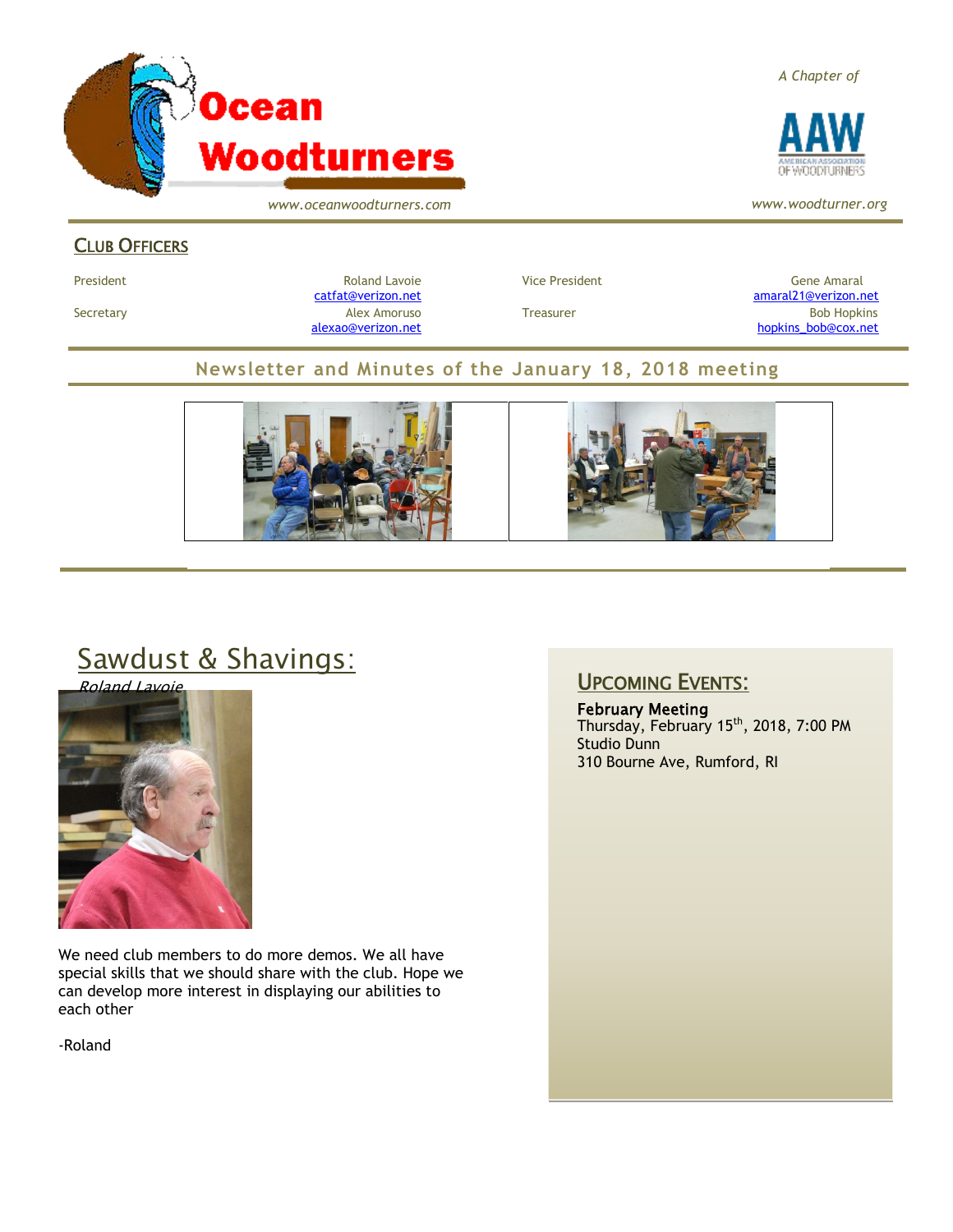# Ocean Woodturners

www.oceanwoodturners.com

*A Chapter of*

AAW — American Association of Woodturners

www.woodturner.org

## Club Officers

| | | | |
|---|---|---|---|
| President | Roland Lavoie catfat@verizon.net | Vice President | Gene Amaral amaral21@verizon.net |
| Secretary | Alex Amoruso alexao@verizon.net | Treasurer | Bob Hopkins hopkins_bob@cox.net |

## Newsletter and Minutes of the January 18, 2018 meeting

# Sawdust & Shavings:

*Roland Lavoie*

We need club members to do more demos. We all have special skills that we should share with the club. Hope we can develop more interest in displaying our abilities to each other

-Roland

## Upcoming Events:

**February Meeting**
Thursday, February 15th, 2018, 7:00 PM
Studio Dunn
310 Bourne Ave, Rumford, RI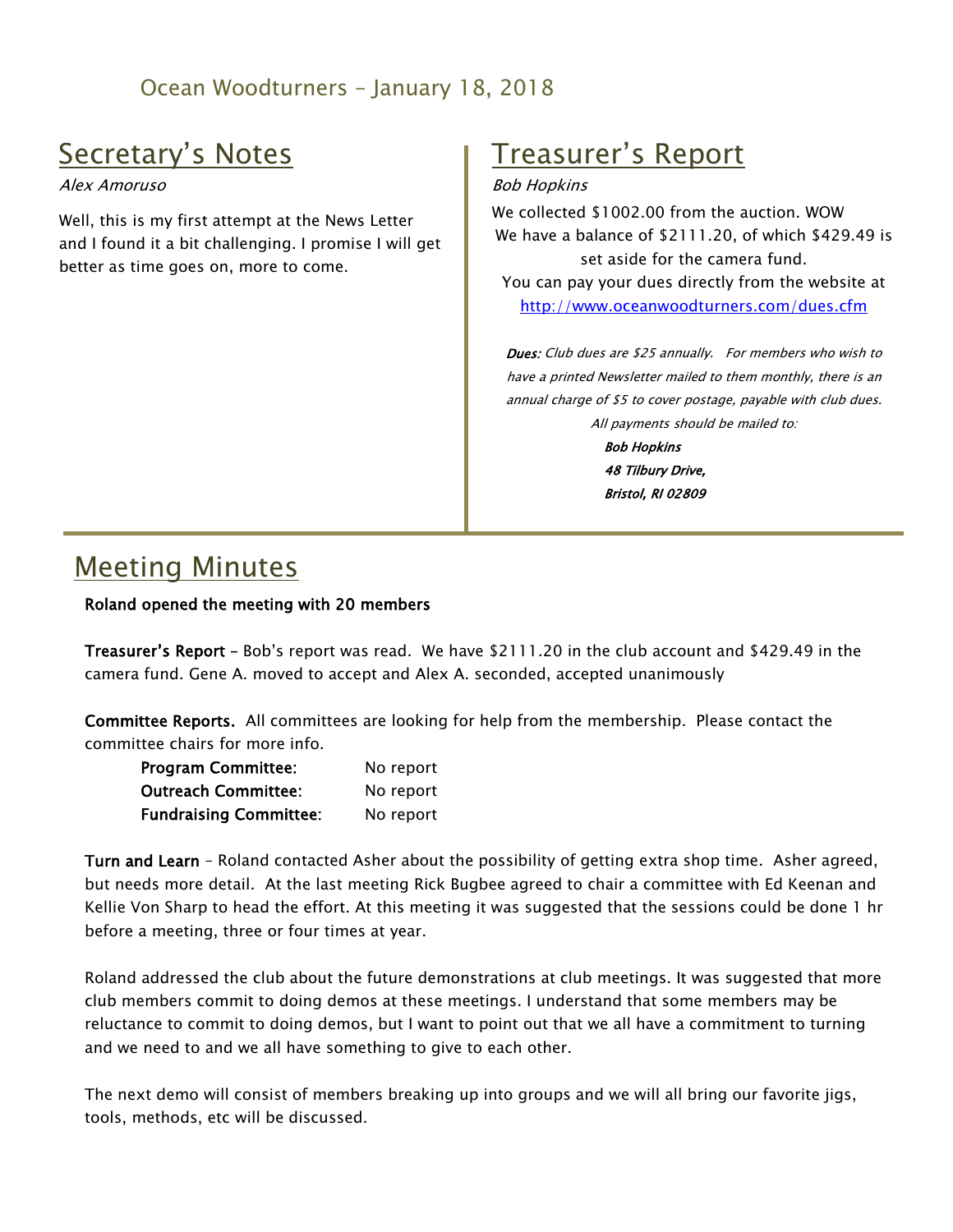Ocean Woodturners – January 18, 2018

## Secretary's Notes

*Alex Amoruso*

Well, this is my first attempt at the News Letter and I found it a bit challenging. I promise I will get better as time goes on, more to come.

## Treasurer's Report

*Bob Hopkins*

We collected $1002.00 from the auction. WOW

We have a balance of $2111.20, of which $429.49 is set aside for the camera fund.

You can pay your dues directly from the website at http://www.oceanwoodturners.com/dues.cfm

***Dues:*** *Club dues are $25 annually. For members who wish to have a printed Newsletter mailed to them monthly, there is an annual charge of $5 to cover postage, payable with club dues.*

*All payments should be mailed to:*

***Bob Hopkins***
***48 Tilbury Drive,***
***Bristol, RI 02809***

## Meeting Minutes

**Roland opened the meeting with 20 members**

**Treasurer's Report** – Bob's report was read. We have $2111.20 in the club account and $429.49 in the camera fund. Gene A. moved to accept and Alex A. seconded, accepted unanimously

**Committee Reports.** All committees are looking for help from the membership. Please contact the committee chairs for more info.

| | |
|---|---|
| **Program Committee:** | No report |
| **Outreach Committee:** | No report |
| **Fundraising Committee:** | No report |

**Turn and Learn** – Roland contacted Asher about the possibility of getting extra shop time. Asher agreed, but needs more detail. At the last meeting Rick Bugbee agreed to chair a committee with Ed Keenan and Kellie Von Sharp to head the effort. At this meeting it was suggested that the sessions could be done 1 hr before a meeting, three or four times at year.

Roland addressed the club about the future demonstrations at club meetings. It was suggested that more club members commit to doing demos at these meetings. I understand that some members may be reluctance to commit to doing demos, but I want to point out that we all have a commitment to turning and we need to and we all have something to give to each other.

The next demo will consist of members breaking up into groups and we will all bring our favorite jigs, tools, methods, etc will be discussed.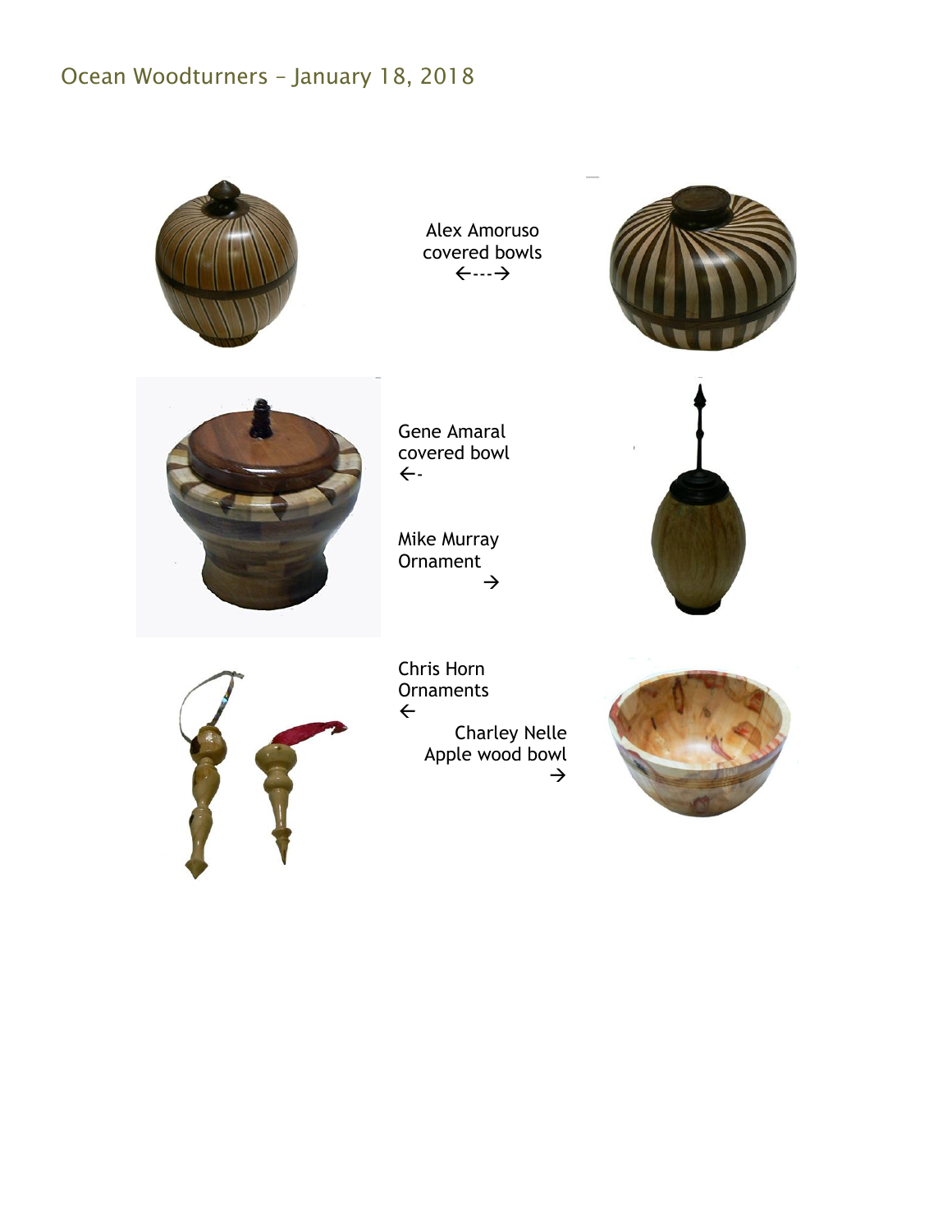# Ocean Woodturners – January 18, 2018

Alex Amoruso
covered bowls
←---→

Gene Amaral
covered bowl
←-

Mike Murray
Ornament
→

Chris Horn
Ornaments
←

Charley Nelle
Apple wood bowl
→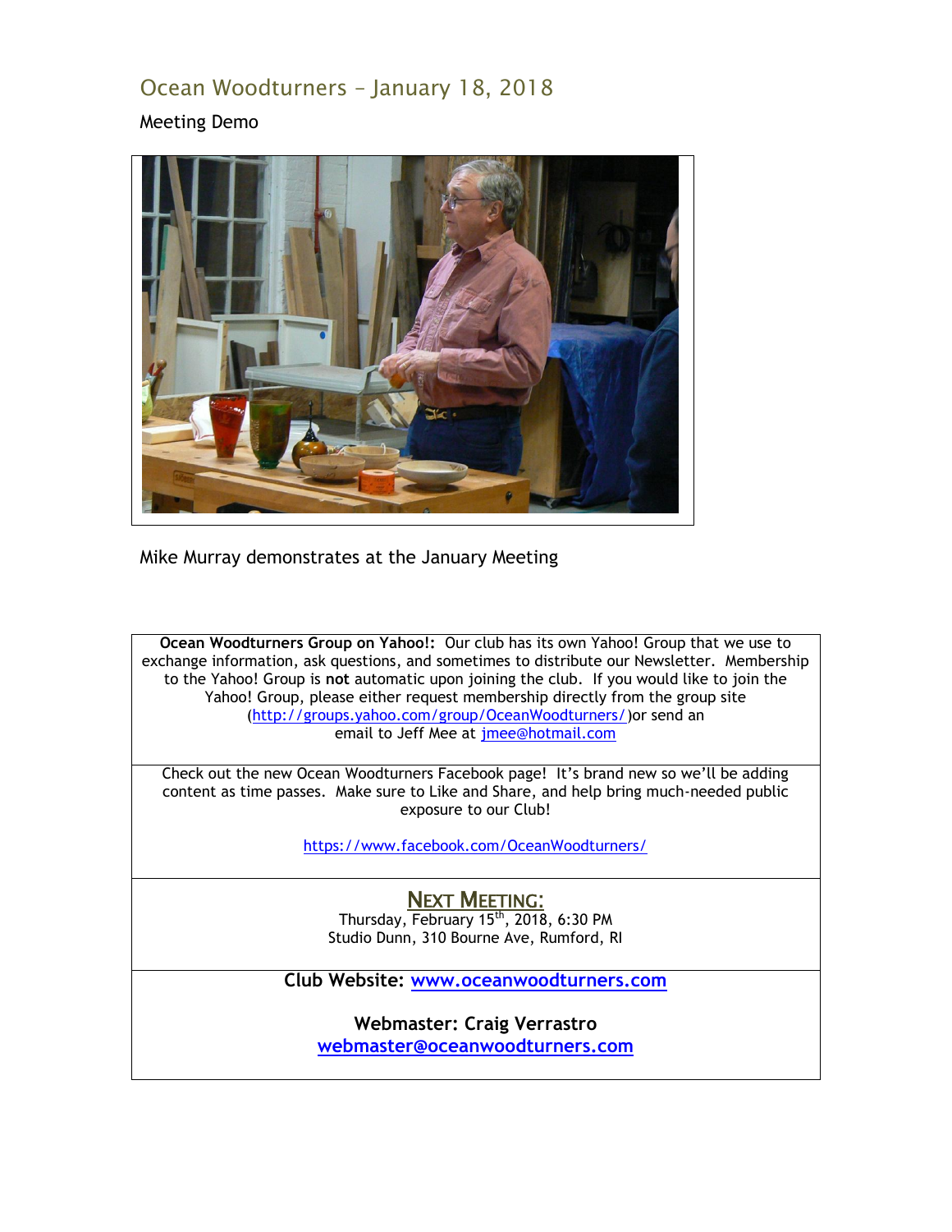## Ocean Woodturners – January 18, 2018

Meeting Demo

Mike Murray demonstrates at the January Meeting

**Ocean Woodturners Group on Yahoo!:** Our club has its own Yahoo! Group that we use to exchange information, ask questions, and sometimes to distribute our Newsletter. Membership to the Yahoo! Group is **not** automatic upon joining the club. If you would like to join the Yahoo! Group, please either request membership directly from the group site (http://groups.yahoo.com/group/OceanWoodturners/)or send an email to Jeff Mee at jmee@hotmail.com

Check out the new Ocean Woodturners Facebook page! It's brand new so we'll be adding content as time passes. Make sure to Like and Share, and help bring much-needed public exposure to our Club!

https://www.facebook.com/OceanWoodturners/

**NEXT MEETING:**

Thursday, February 15th, 2018, 6:30 PM
Studio Dunn, 310 Bourne Ave, Rumford, RI

**Club Website: www.oceanwoodturners.com**

**Webmaster: Craig Verrastro**
**webmaster@oceanwoodturners.com**